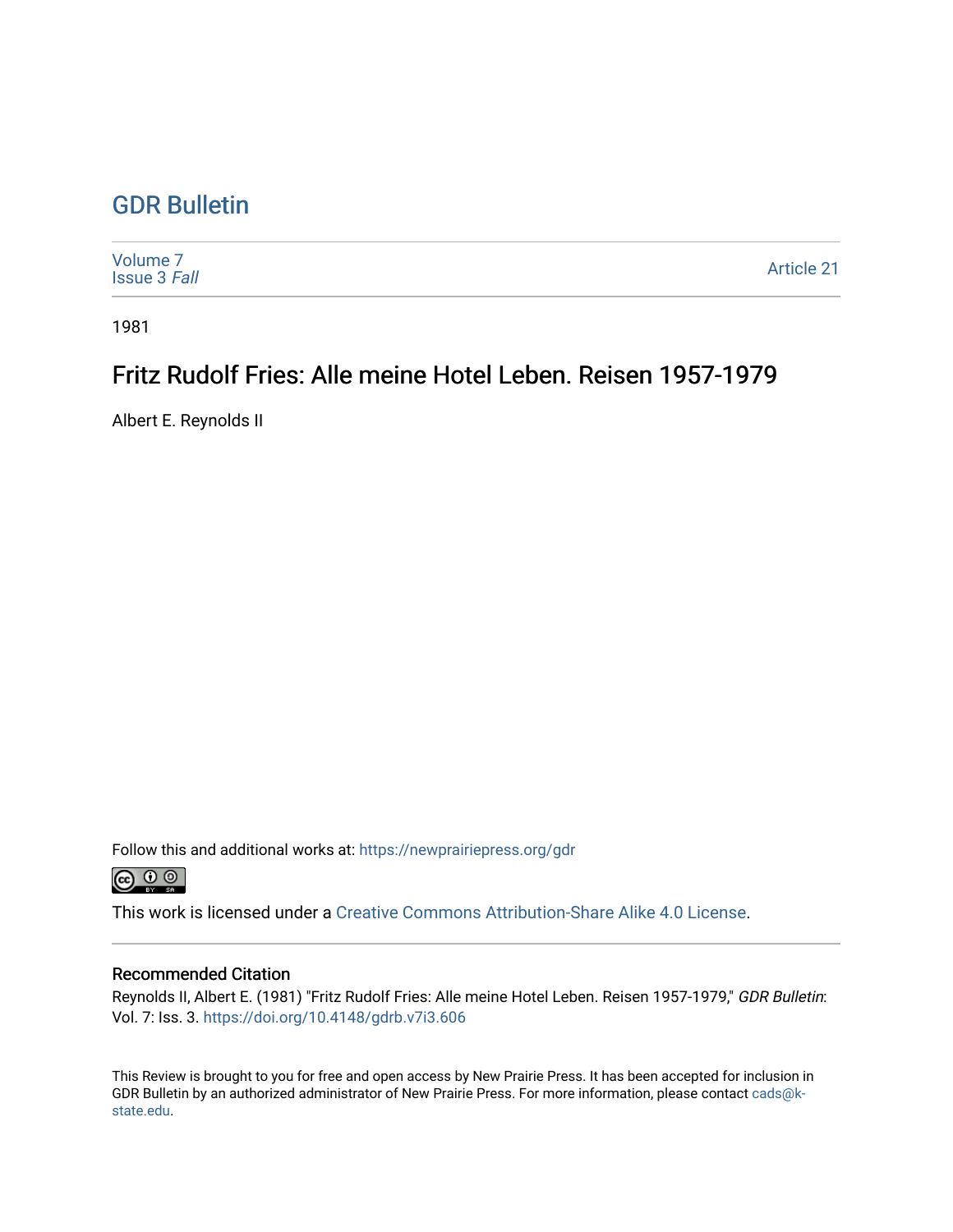# GDR Bulletin

Volume 7
Issue 3 *Fall*

Article 21

1981

## Fritz Rudolf Fries: Alle meine Hotel Leben. Reisen 1957-1979

Albert E. Reynolds II

Follow this and additional works at: https://newprairiepress.org/gdr

This work is licensed under a Creative Commons Attribution-Share Alike 4.0 License.

### Recommended Citation

Reynolds II, Albert E. (1981) "Fritz Rudolf Fries: Alle meine Hotel Leben. Reisen 1957-1979," *GDR Bulletin*: Vol. 7: Iss. 3. https://doi.org/10.4148/gdrb.v7i3.606

This Review is brought to you for free and open access by New Prairie Press. It has been accepted for inclusion in GDR Bulletin by an authorized administrator of New Prairie Press. For more information, please contact cads@k-state.edu.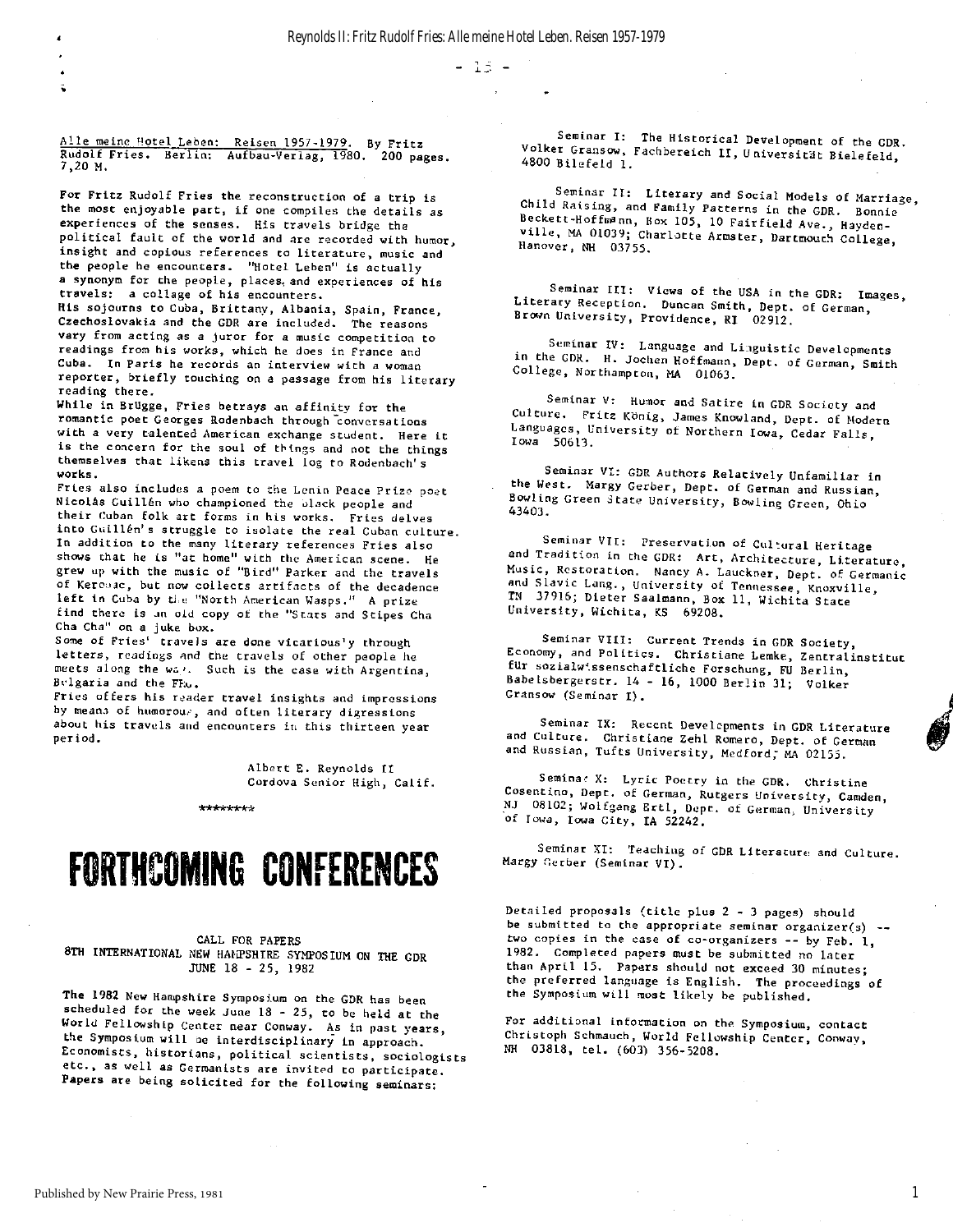Alle meine Hotel Leben: Reisen 1957-1979. By Fritz Rudolf Fries. Berlin: Aufbau-Verlag, 1980. 200 pages. 7,20 M.

For Fritz Rudolf Fries the reconstruction of a trip is the most enjoyable part, if one compiles the details as experiences of the senses. His travels bridge the political fault of the world and are recorded with humor, insight and copious references to literature, music and the people he encounters. "Hotel Leben" is actually a synonym for the people, places, and experiences of his travels: a collage of his encounters.
His sojourns to Cuba, Brittany, Albania, Spain, France, Czechoslovakia and the GDR are included. The reasons vary from acting as a juror for a music competition to readings from his works, which he does in France and Cuba. In Paris he records an interview with a woman reporter, briefly touching on a passage from his literary reading there.
While in Brügge, Fries betrays an affinity for the romantic poet Georges Rodenbach through conversations with a very talented American exchange student. Here it is the concern for the soul of things and not the things themselves that likens this travel log to Rodenbach's works.
Fries also includes a poem to the Lenin Peace Prize poet Nicolás Guillén who championed the black people and their Cuban folk art forms in his works. Fries delves into Guillén's struggle to isolate the real Cuban culture. In addition to the many literary references Fries also shows that he is "at home" with the American scene. He grew up with the music of "Bird" Parker and the travels of Kerouac, but now collects artifacts of the decadence left in Cuba by the "North American Wasps." A prize find there is an old copy of the "Stars and Stipes Cha Cha Cha" on a juke box.
Some of Fries' travels are done vicariously through letters, readings and the travels of other people he meets along the way. Such is the case with Argentina, Bulgaria and the FRG.
Fries offers his reader travel insights and impressions by means of humorous, and often literary digressions about his travels and encounters in this thirteen year period.

Albert E. Reynolds II
Cordova Senior High, Calif.

********

# FORTHCOMING CONFERENCES

CALL FOR PAPERS
8TH INTERNATIONAL NEW HAMPSHIRE SYMPOSIUM ON THE GDR
JUNE 18 - 25, 1982

The 1982 New Hampshire Symposium on the GDR has been scheduled for the week June 18 - 25, to be held at the World Fellowship Center near Conway. As in past years, the Symposium will be interdisciplinary in approach. Economists, historians, political scientists, sociologists etc., as well as Germanists are invited to participate. Papers are being solicited for the following seminars:

Seminar I: The Historical Development of the GDR. Volker Gransow, Fachbereich II, Universität Bielefeld, 4800 Bielefeld 1.

Seminar II: Literary and Social Models of Marriage, Child Raising, and Family Patterns in the GDR. Bonnie Beckett-Hoffmann, Box 105, 10 Fairfield Ave., Haydenville, MA 01039; Charlotte Armster, Dartmouth College, Hanover, NH 03755.

Seminar III: Views of the USA in the GDR: Images, Literary Reception. Duncan Smith, Dept. of German, Brown University, Providence, RI 02912.

Seminar IV: Language and Linguistic Developments in the GDR. H. Jochen Hoffmann, Dept. of German, Smith College, Northampton, MA 01063.

Seminar V: Humor and Satire in GDR Society and Culture. Fritz König, James Knowland, Dept. of Modern Languages, University of Northern Iowa, Cedar Falls, Iowa 50613.

Seminar VI: GDR Authors Relatively Unfamiliar in the West. Margy Gerber, Dept. of German and Russian, Bowling Green State University, Bowling Green, Ohio 43403.

Seminar VII: Preservation of Cultural Heritage and Tradition in the GDR: Art, Architecture, Literature, Music, Restoration. Nancy A. Lauckner, Dept. of Germanic and Slavic Lang., University of Tennessee, Knoxville, TN 37916; Dieter Saalmann, Box 11, Wichita State University, Wichita, KS 69208.

Seminar VIII: Current Trends in GDR Society, Economy, and Politics. Christiane Lemke, Zentralinstitut für sozialwissenschaftliche Forschung, FU Berlin, Babelsbergerstr. 14 - 16, 1000 Berlin 31; Volker Gransow (Seminar I).

Seminar IX: Recent Developments in GDR Literature and Culture. Christiane Zehl Romero, Dept. of German and Russian, Tufts University, Medford, MA 02155.

Seminar X: Lyric Poetry in the GDR. Christine Cosentino, Dept. of German, Rutgers University, Camden, NJ 08102; Wolfgang Ertl, Dept. of German, University of Iowa, Iowa City, IA 52242.

Seminar XI: Teaching of GDR Literature and Culture. Margy Gerber (Seminar VI).

Detailed proposals (title plus 2 - 3 pages) should be submitted to the appropriate seminar organizer(s) -- two copies in the case of co-organizers -- by Feb. 1, 1982. Completed papers must be submitted no later than April 15. Papers should not exceed 30 minutes; the preferred language is English. The proceedings of the Symposium will most likely be published.

For additional information on the Symposium, contact Christoph Schmauch, World Fellowship Center, Conway, NH 03818, tel. (603) 356-5208.